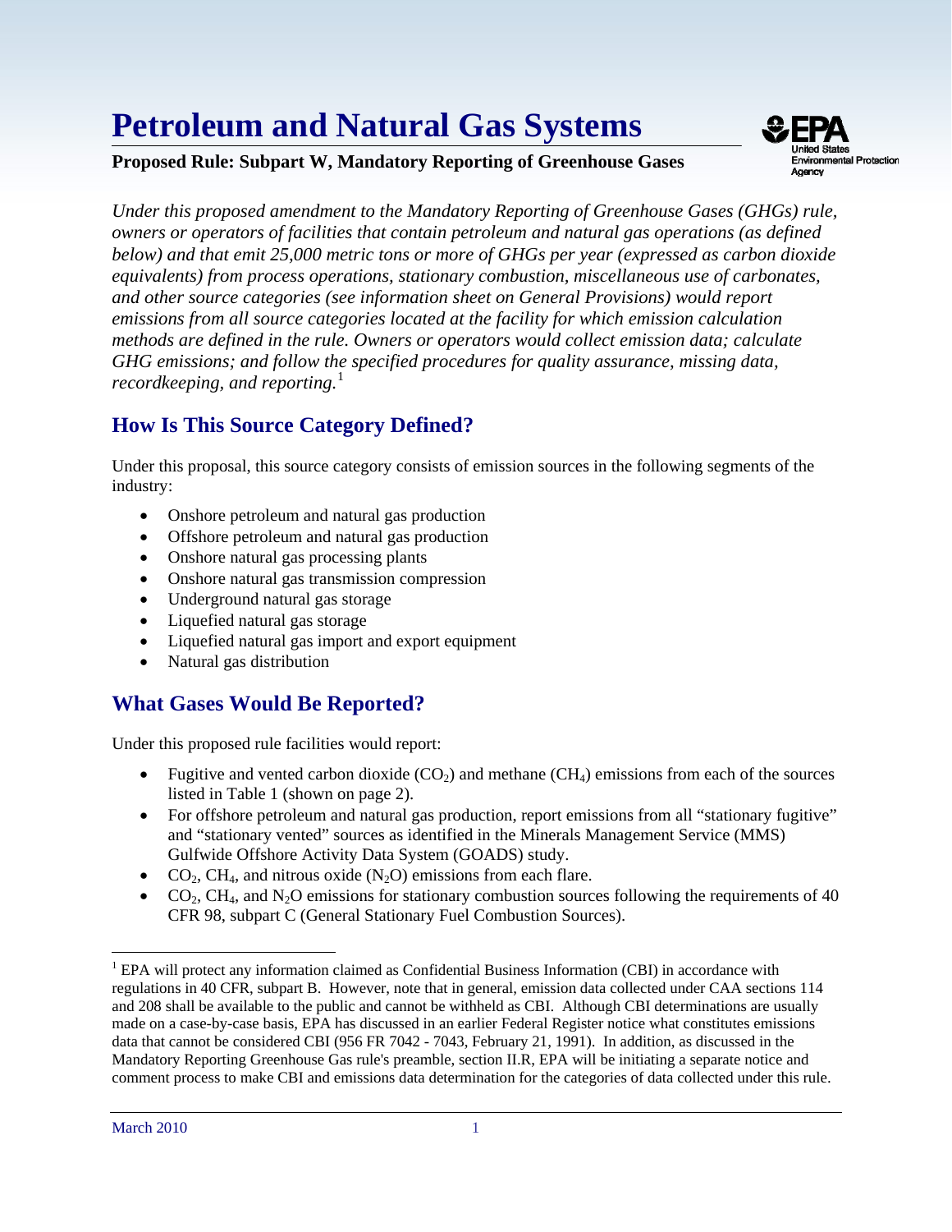# Petroleum and Natural Gas Systems

**Proposed Rule: Subpart W, Mandatory Reporting of Greenhouse Gases**

*Under this proposed amendment to the Mandatory Reporting of Greenhouse Gases (GHGs) rule, owners or operators of facilities that contain petroleum and natural gas operations (as defined below) and that emit 25,000 metric tons or more of GHGs per year (expressed as carbon dioxide equivalents) from process operations, stationary combustion, miscellaneous use of carbonates, and other source categories (see information sheet on General Provisions) would report emissions from all source categories located at the facility for which emission calculation methods are defined in the rule. Owners or operators would collect emission data; calculate GHG emissions; and follow the specified procedures for quality assurance, missing data, recordkeeping, and reporting.*[1]

## How Is This Source Category Defined?

Under this proposal, this source category consists of emission sources in the following segments of the industry:

- Onshore petroleum and natural gas production
- Offshore petroleum and natural gas production
- Onshore natural gas processing plants
- Onshore natural gas transmission compression
- Underground natural gas storage
- Liquefied natural gas storage
- Liquefied natural gas import and export equipment
- Natural gas distribution

## What Gases Would Be Reported?

Under this proposed rule facilities would report:

- Fugitive and vented carbon dioxide ($CO_2$) and methane ($CH_4$) emissions from each of the sources listed in Table 1 (shown on page 2).
- For offshore petroleum and natural gas production, report emissions from all "stationary fugitive" and "stationary vented" sources as identified in the Minerals Management Service (MMS) Gulfwide Offshore Activity Data System (GOADS) study.
- $CO_2$, $CH_4$, and nitrous oxide ($N_2O$) emissions from each flare.
- $CO_2$, $CH_4$, and $N_2O$ emissions for stationary combustion sources following the requirements of 40 CFR 98, subpart C (General Stationary Fuel Combustion Sources).

[1] EPA will protect any information claimed as Confidential Business Information (CBI) in accordance with regulations in 40 CFR, subpart B. However, note that in general, emission data collected under CAA sections 114 and 208 shall be available to the public and cannot be withheld as CBI. Although CBI determinations are usually made on a case-by-case basis, EPA has discussed in an earlier Federal Register notice what constitutes emissions data that cannot be considered CBI (956 FR 7042 - 7043, February 21, 1991). In addition, as discussed in the Mandatory Reporting Greenhouse Gas rule's preamble, section II.R, EPA will be initiating a separate notice and comment process to make CBI and emissions data determination for the categories of data collected under this rule.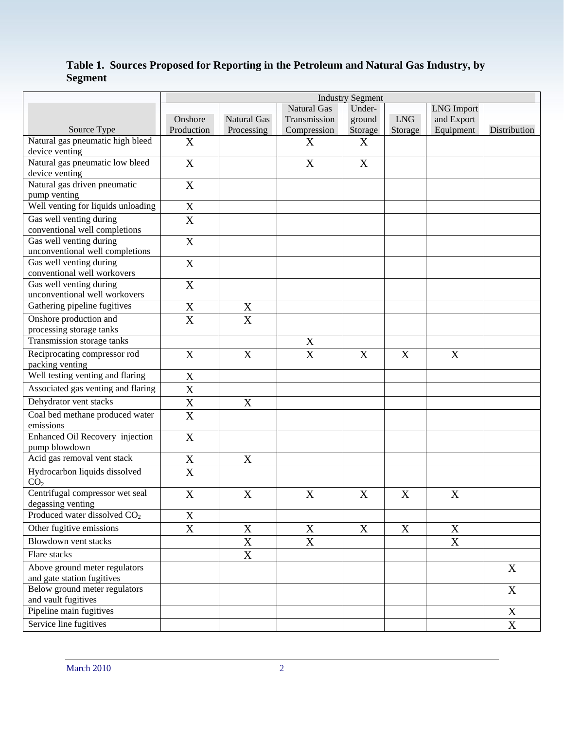**Table 1. Sources Proposed for Reporting in the Petroleum and Natural Gas Industry, by Segment**

| Source Type | Industry Segment | | | | | | |
|---|---|---|---|---|---|---|---|
| | Onshore Production | Natural Gas Processing | Natural Gas Transmission Compression | Under-ground Storage | LNG Storage | LNG Import and Export Equipment | Distribution |
| Natural gas pneumatic high bleed device venting | X | | X | X | | | |
| Natural gas pneumatic low bleed device venting | X | | X | X | | | |
| Natural gas driven pneumatic pump venting | X | | | | | | |
| Well venting for liquids unloading | X | | | | | | |
| Gas well venting during conventional well completions | X | | | | | | |
| Gas well venting during unconventional well completions | X | | | | | | |
| Gas well venting during conventional well workovers | X | | | | | | |
| Gas well venting during unconventional well workovers | X | | | | | | |
| Gathering pipeline fugitives | X | X | | | | | |
| Onshore production and processing storage tanks | X | X | | | | | |
| Transmission storage tanks | | | X | | | | |
| Reciprocating compressor rod packing venting | X | X | X | X | X | X | |
| Well testing venting and flaring | X | | | | | | |
| Associated gas venting and flaring | X | | | | | | |
| Dehydrator vent stacks | X | X | | | | | |
| Coal bed methane produced water emissions | X | | | | | | |
| Enhanced Oil Recovery injection pump blowdown | X | | | | | | |
| Acid gas removal vent stack | X | X | | | | | |
| Hydrocarbon liquids dissolved $CO_2$ | X | | | | | | |
| Centrifugal compressor wet seal degassing venting | X | X | X | X | X | X | |
| Produced water dissolved $CO_2$ | X | | | | | | |
| Other fugitive emissions | X | X | X | X | X | X | |
| Blowdown vent stacks | | X | X | | | X | |
| Flare stacks | | X | | | | | |
| Above ground meter regulators and gate station fugitives | | | | | | | X |
| Below ground meter regulators and vault fugitives | | | | | | | X |
| Pipeline main fugitives | | | | | | | X |
| Service line fugitives | | | | | | | X |

March 2010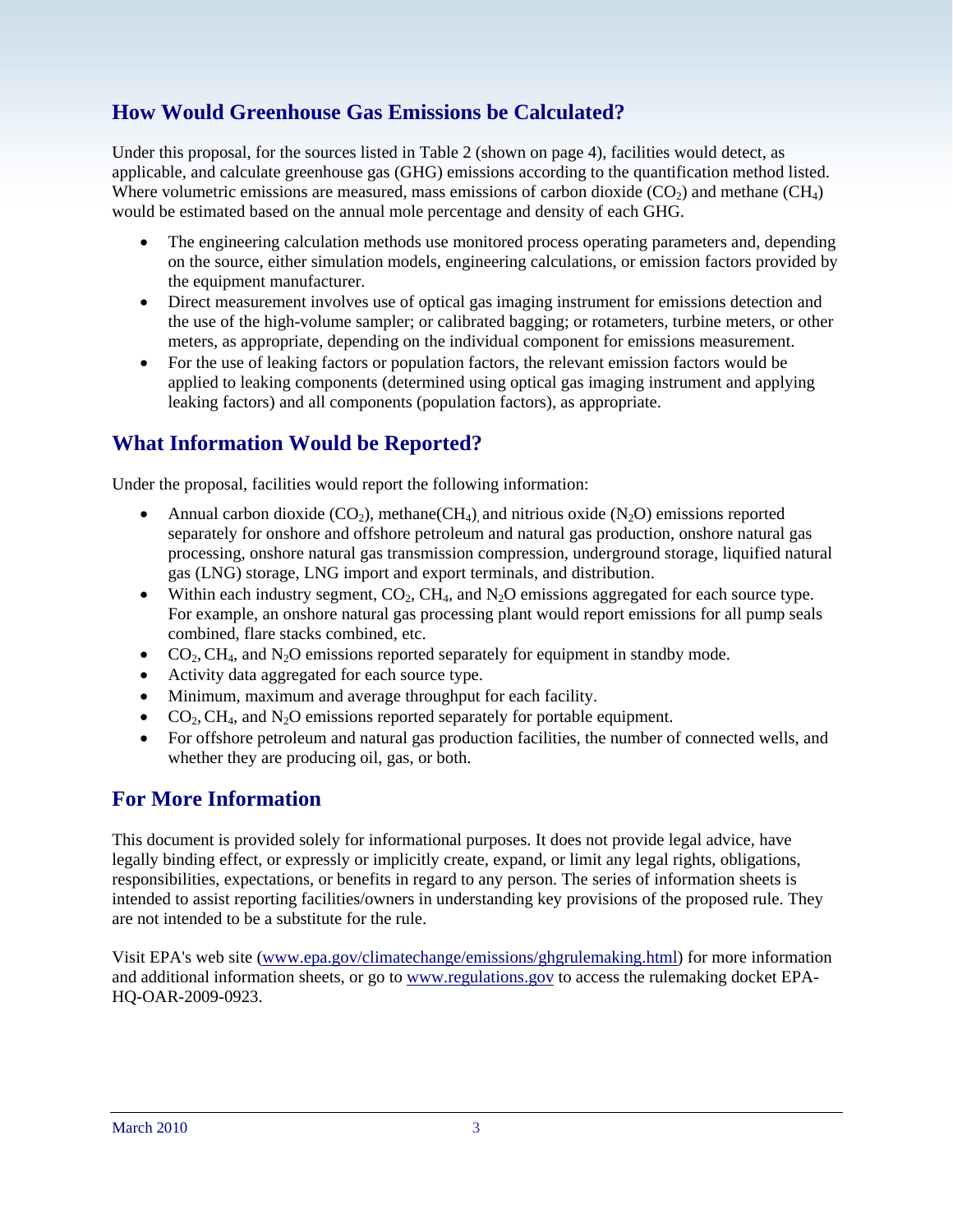## How Would Greenhouse Gas Emissions be Calculated?

Under this proposal, for the sources listed in Table 2 (shown on page 4), facilities would detect, as applicable, and calculate greenhouse gas (GHG) emissions according to the quantification method listed. Where volumetric emissions are measured, mass emissions of carbon dioxide ($CO_2$) and methane ($CH_4$) would be estimated based on the annual mole percentage and density of each GHG.

- The engineering calculation methods use monitored process operating parameters and, depending on the source, either simulation models, engineering calculations, or emission factors provided by the equipment manufacturer.
- Direct measurement involves use of optical gas imaging instrument for emissions detection and the use of the high-volume sampler; or calibrated bagging; or rotameters, turbine meters, or other meters, as appropriate, depending on the individual component for emissions measurement.
- For the use of leaking factors or population factors, the relevant emission factors would be applied to leaking components (determined using optical gas imaging instrument and applying leaking factors) and all components (population factors), as appropriate.

## What Information Would be Reported?

Under the proposal, facilities would report the following information:

- Annual carbon dioxide ($CO_2$), methane($CH_4$), and nitrious oxide ($N_2O$) emissions reported separately for onshore and offshore petroleum and natural gas production, onshore natural gas processing, onshore natural gas transmission compression, underground storage, liquified natural gas (LNG) storage, LNG import and export terminals, and distribution.
- Within each industry segment, $CO_2$, $CH_4$, and $N_2O$ emissions aggregated for each source type. For example, an onshore natural gas processing plant would report emissions for all pump seals combined, flare stacks combined, etc.
- $CO_2$, $CH_4$, and $N_2O$ emissions reported separately for equipment in standby mode.
- Activity data aggregated for each source type.
- Minimum, maximum and average throughput for each facility.
- $CO_2$, $CH_4$, and $N_2O$ emissions reported separately for portable equipment.
- For offshore petroleum and natural gas production facilities, the number of connected wells, and whether they are producing oil, gas, or both.

## For More Information

This document is provided solely for informational purposes. It does not provide legal advice, have legally binding effect, or expressly or implicitly create, expand, or limit any legal rights, obligations, responsibilities, expectations, or benefits in regard to any person. The series of information sheets is intended to assist reporting facilities/owners in understanding key provisions of the proposed rule. They are not intended to be a substitute for the rule.

Visit EPA's web site (www.epa.gov/climatechange/emissions/ghgrulemaking.html) for more information and additional information sheets, or go to www.regulations.gov to access the rulemaking docket EPA-HQ-OAR-2009-0923.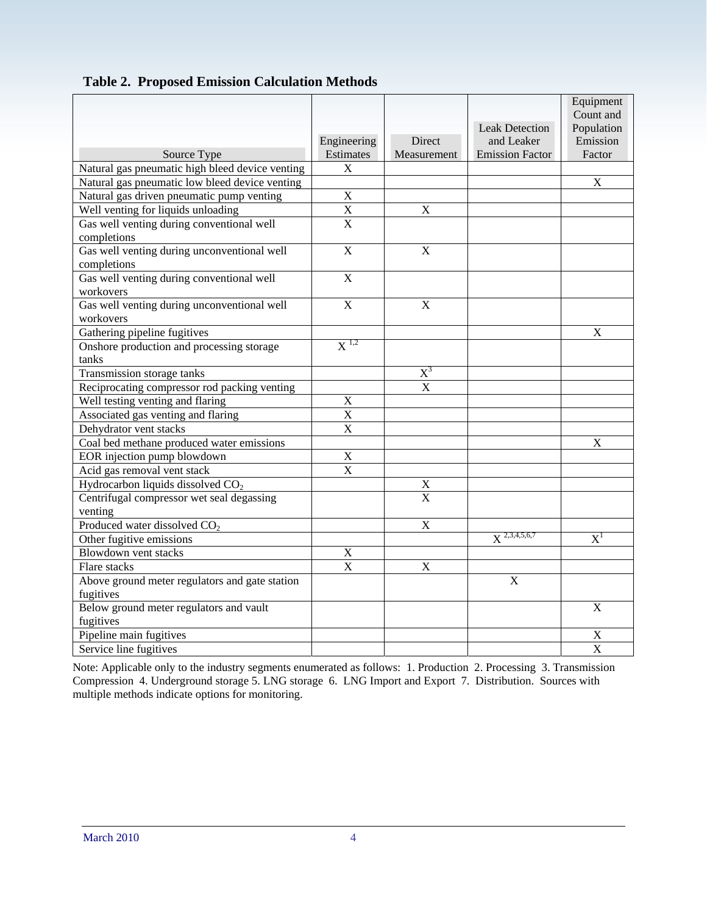**Table 2. Proposed Emission Calculation Methods**

| Source Type | Engineering Estimates | Direct Measurement | Leak Detection and Leaker Emission Factor | Equipment Count and Population Emission Factor |
|---|---|---|---|---|
| Natural gas pneumatic high bleed device venting | X | | | |
| Natural gas pneumatic low bleed device venting | | | | X |
| Natural gas driven pneumatic pump venting | X | | | |
| Well venting for liquids unloading | X | X | | |
| Gas well venting during conventional well completions | X | | | |
| Gas well venting during unconventional well completions | X | X | | |
| Gas well venting during conventional well workovers | X | | | |
| Gas well venting during unconventional well workovers | X | X | | |
| Gathering pipeline fugitives | | | | X |
| Onshore production and processing storage tanks | X [1,2] | | | |
| Transmission storage tanks | | X [3] | | |
| Reciprocating compressor rod packing venting | | X | | |
| Well testing venting and flaring | X | | | |
| Associated gas venting and flaring | X | | | |
| Dehydrator vent stacks | X | | | |
| Coal bed methane produced water emissions | | | | X |
| EOR injection pump blowdown | X | | | |
| Acid gas removal vent stack | X | | | |
| Hydrocarbon liquids dissolved $CO_2$ | | X | | |
| Centrifugal compressor wet seal degassing venting | | X | | |
| Produced water dissolved $CO_2$ | | X | | |
| Other fugitive emissions | | | X [2,3,4,5,6,7] | X [1] |
| Blowdown vent stacks | X | | | |
| Flare stacks | X | X | | |
| Above ground meter regulators and gate station fugitives | | | X | |
| Below ground meter regulators and vault fugitives | | | | X |
| Pipeline main fugitives | | | | X |
| Service line fugitives | | | | X |

Note: Applicable only to the industry segments enumerated as follows: 1. Production 2. Processing 3. Transmission Compression 4. Underground storage 5. LNG storage 6. LNG Import and Export 7. Distribution. Sources with multiple methods indicate options for monitoring.